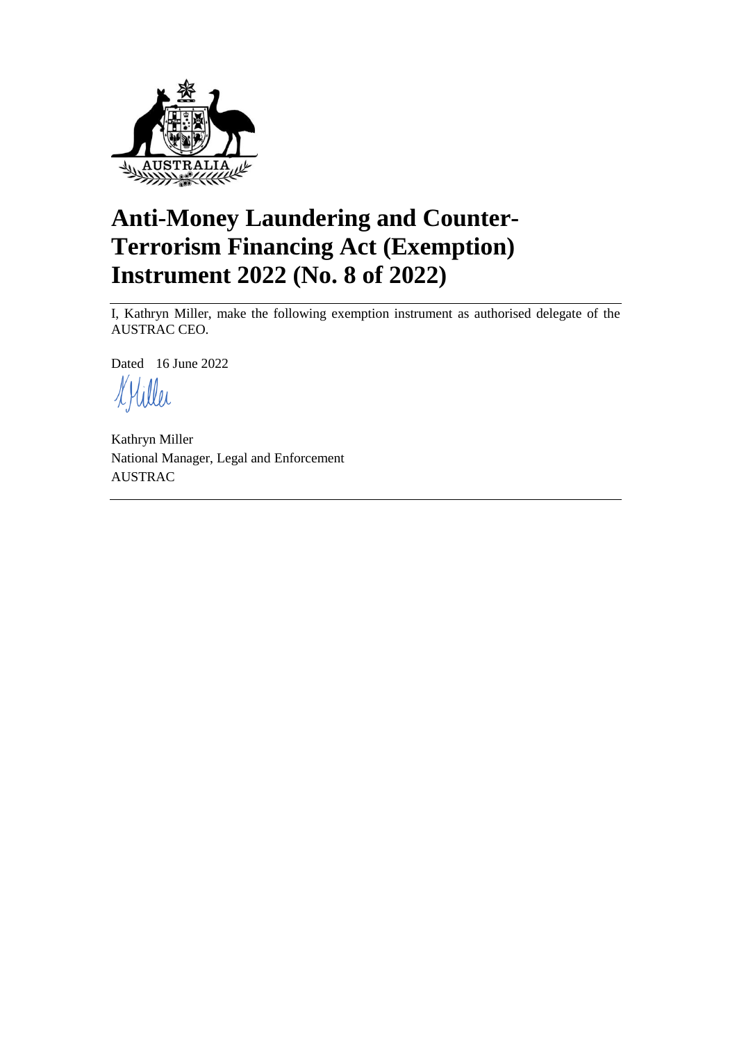# Anti-Money Laundering and Counter-Terrorism Financing Act (Exemption) Instrument 2022 (No. 8 of 2022)

I, Kathryn Miller, make the following exemption instrument as authorised delegate of the AUSTRAC CEO.

Dated 16 June 2022

Kathryn Miller
National Manager, Legal and Enforcement
AUSTRAC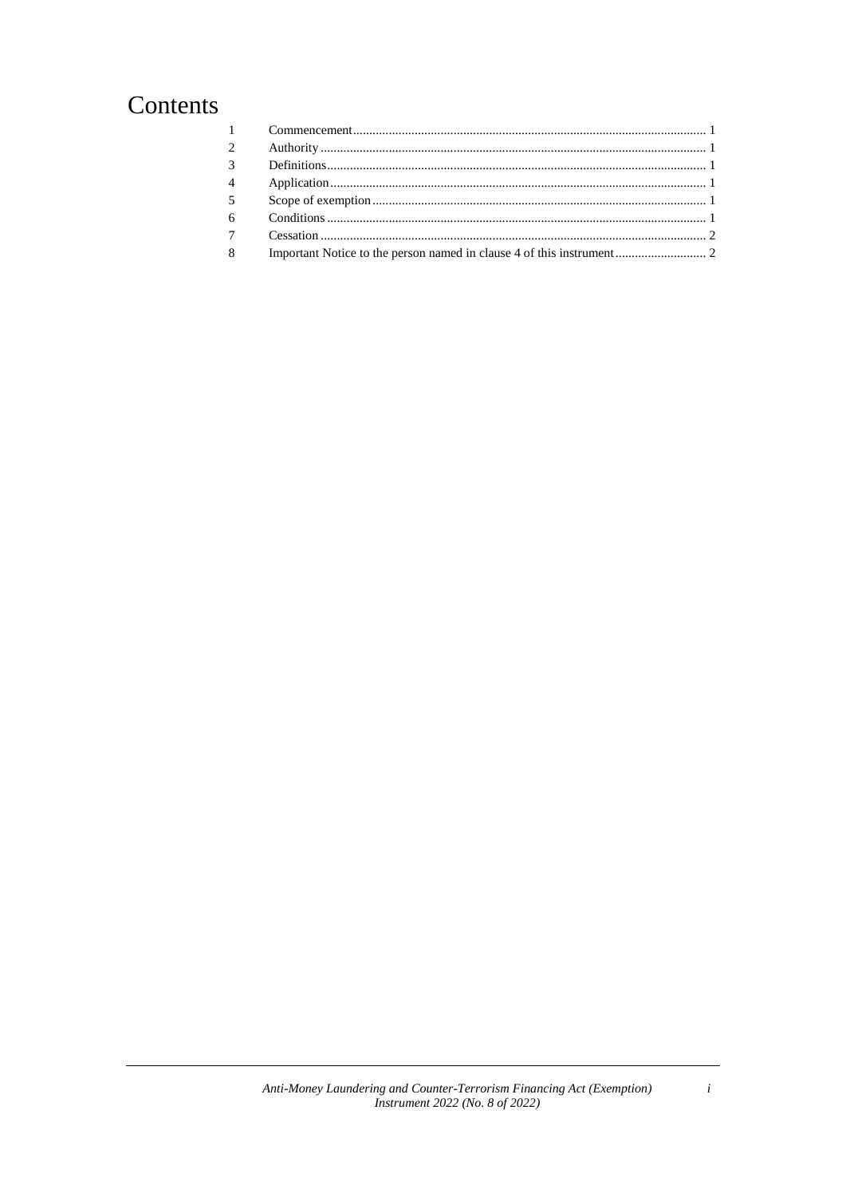# Contents

| | | |
|---|---|---|
| 1 | Commencement | 1 |
| 2 | Authority | 1 |
| 3 | Definitions | 1 |
| 4 | Application | 1 |
| 5 | Scope of exemption | 1 |
| 6 | Conditions | 1 |
| 7 | Cessation | 2 |
| 8 | Important Notice to the person named in clause 4 of this instrument | 2 |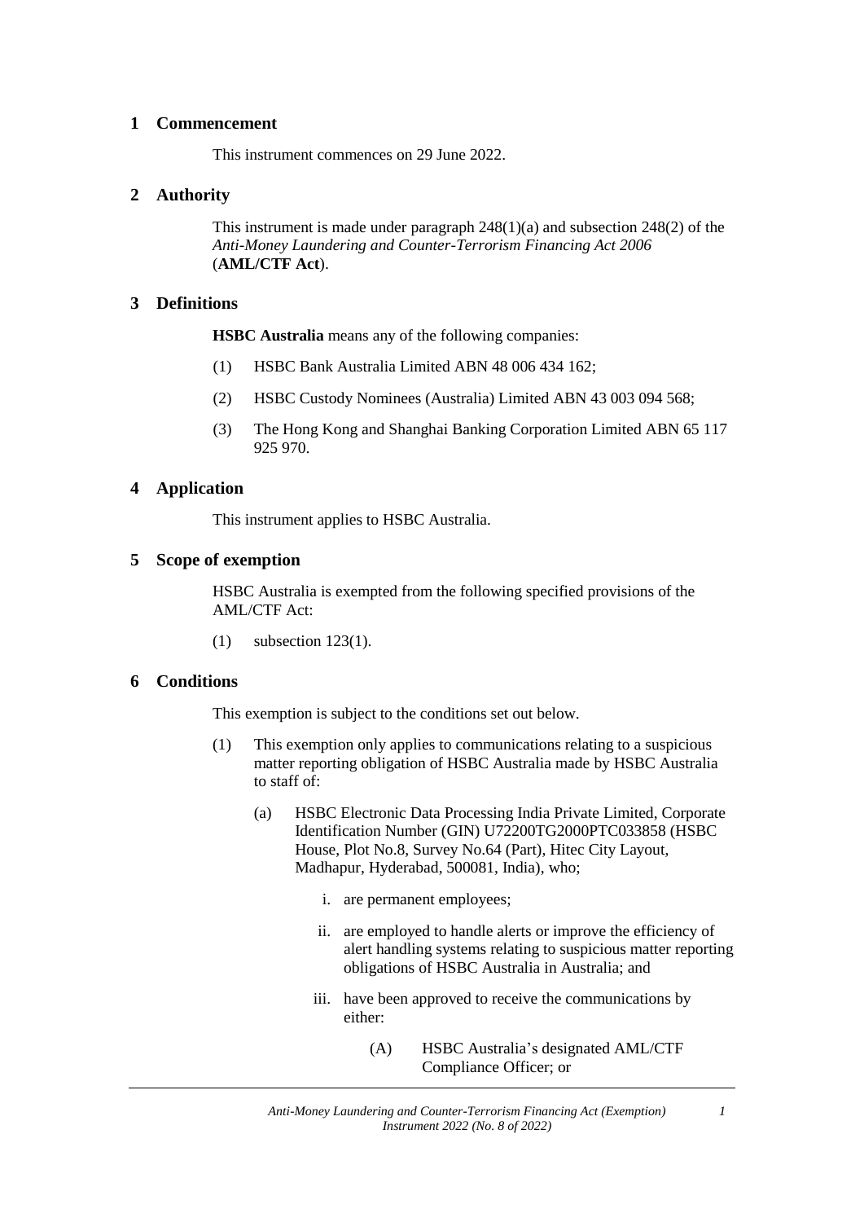## 1 Commencement

This instrument commences on 29 June 2022.

## 2 Authority

This instrument is made under paragraph 248(1)(a) and subsection 248(2) of the *Anti-Money Laundering and Counter-Terrorism Financing Act 2006* (**AML/CTF Act**).

## 3 Definitions

**HSBC Australia** means any of the following companies:

(1) HSBC Bank Australia Limited ABN 48 006 434 162;

(2) HSBC Custody Nominees (Australia) Limited ABN 43 003 094 568;

(3) The Hong Kong and Shanghai Banking Corporation Limited ABN 65 117 925 970.

## 4 Application

This instrument applies to HSBC Australia.

## 5 Scope of exemption

HSBC Australia is exempted from the following specified provisions of the AML/CTF Act:

(1) subsection 123(1).

## 6 Conditions

This exemption is subject to the conditions set out below.

(1) This exemption only applies to communications relating to a suspicious matter reporting obligation of HSBC Australia made by HSBC Australia to staff of:

(a) HSBC Electronic Data Processing India Private Limited, Corporate Identification Number (GIN) U72200TG2000PTC033858 (HSBC House, Plot No.8, Survey No.64 (Part), Hitec City Layout, Madhapur, Hyderabad, 500081, India), who;

i. are permanent employees;

ii. are employed to handle alerts or improve the efficiency of alert handling systems relating to suspicious matter reporting obligations of HSBC Australia in Australia; and

iii. have been approved to receive the communications by either:

(A) HSBC Australia's designated AML/CTF Compliance Officer; or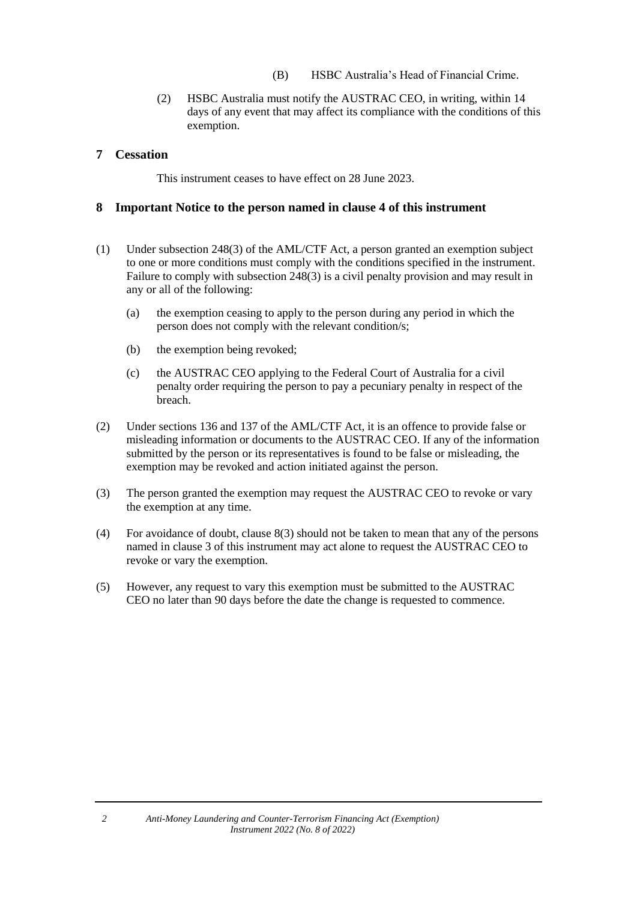(B) HSBC Australia's Head of Financial Crime.

(2) HSBC Australia must notify the AUSTRAC CEO, in writing, within 14 days of any event that may affect its compliance with the conditions of this exemption.

## 7 Cessation

This instrument ceases to have effect on 28 June 2023.

## 8 Important Notice to the person named in clause 4 of this instrument

(1) Under subsection 248(3) of the AML/CTF Act, a person granted an exemption subject to one or more conditions must comply with the conditions specified in the instrument. Failure to comply with subsection 248(3) is a civil penalty provision and may result in any or all of the following:

(a) the exemption ceasing to apply to the person during any period in which the person does not comply with the relevant condition/s;

(b) the exemption being revoked;

(c) the AUSTRAC CEO applying to the Federal Court of Australia for a civil penalty order requiring the person to pay a pecuniary penalty in respect of the breach.

(2) Under sections 136 and 137 of the AML/CTF Act, it is an offence to provide false or misleading information or documents to the AUSTRAC CEO. If any of the information submitted by the person or its representatives is found to be false or misleading, the exemption may be revoked and action initiated against the person.

(3) The person granted the exemption may request the AUSTRAC CEO to revoke or vary the exemption at any time.

(4) For avoidance of doubt, clause 8(3) should not be taken to mean that any of the persons named in clause 3 of this instrument may act alone to request the AUSTRAC CEO to revoke or vary the exemption.

(5) However, any request to vary this exemption must be submitted to the AUSTRAC CEO no later than 90 days before the date the change is requested to commence.